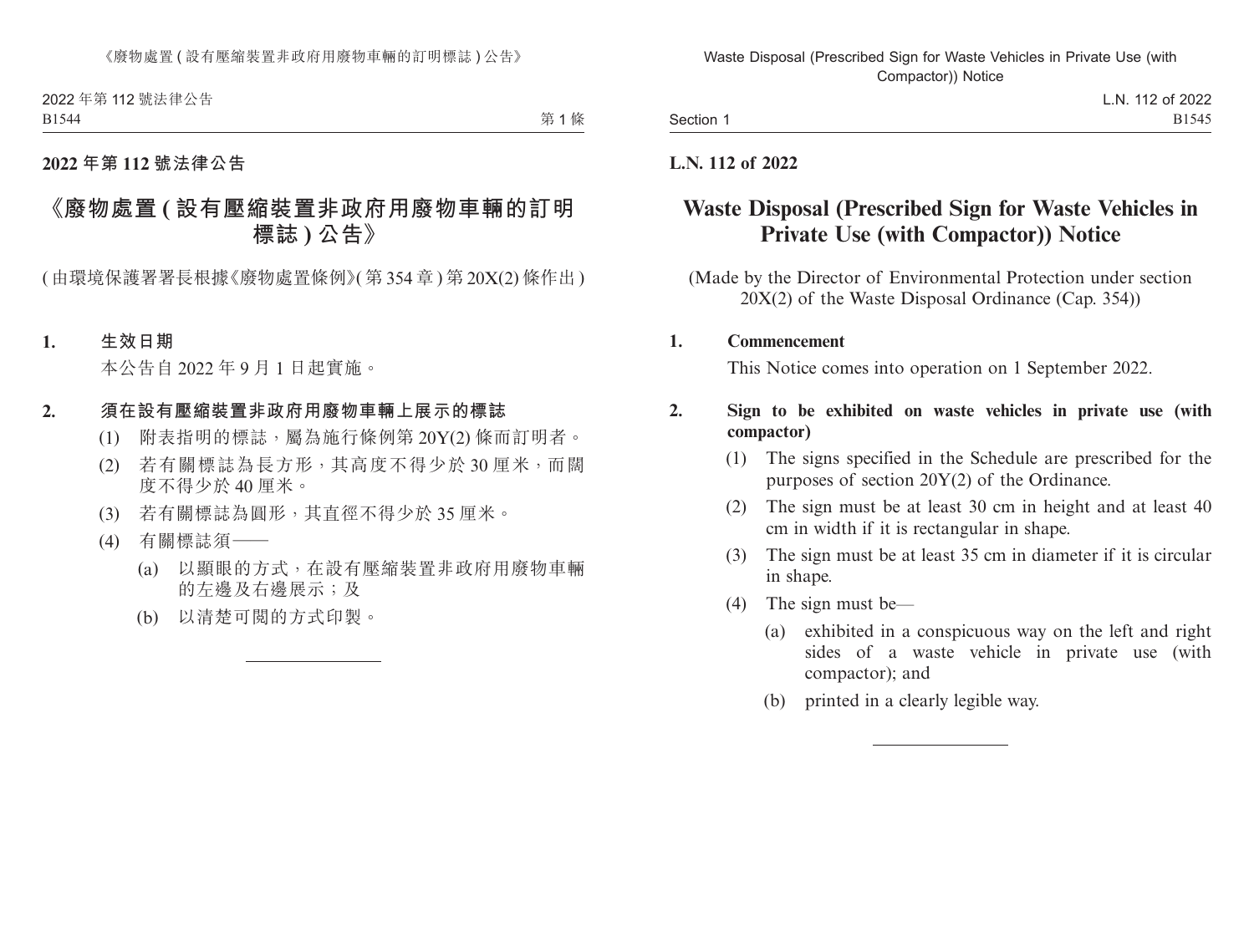**2022 年第 112 號法律公告**

# 《廢物處置 ( 設有壓縮裝置非政府用廢物車輛的訂明標誌 ) 公告》

( 由環境保護署署長根據《廢物處置條例》( 第 354 章 ) 第 20X(2) 條作出 )

**1. 生效日期**

本公告自 2022 年 9 月 1 日起實施。

**2. 須在設有壓縮裝置非政府用廢物車輛上展示的標誌**

(1) 附表指明的標誌，屬為施行條例第 20Y(2) 條而訂明者。

(2) 若有關標誌為長方形，其高度不得少於 30 厘米，而闊度不得少於 40 厘米。

(3) 若有關標誌為圓形，其直徑不得少於 35 厘米。

(4) 有關標誌須——

(a) 以顯眼的方式，在設有壓縮裝置非政府用廢物車輛的左邊及右邊展示；及

(b) 以清楚可閱的方式印製。

---

**L.N. 112 of 2022**

# Waste Disposal (Prescribed Sign for Waste Vehicles in Private Use (with Compactor)) Notice

(Made by the Director of Environmental Protection under section 20X(2) of the Waste Disposal Ordinance (Cap. 354))

**1. Commencement**

This Notice comes into operation on 1 September 2022.

**2. Sign to be exhibited on waste vehicles in private use (with compactor)**

(1) The signs specified in the Schedule are prescribed for the purposes of section 20Y(2) of the Ordinance.

(2) The sign must be at least 30 cm in height and at least 40 cm in width if it is rectangular in shape.

(3) The sign must be at least 35 cm in diameter if it is circular in shape.

(4) The sign must be—

(a) exhibited in a conspicuous way on the left and right sides of a waste vehicle in private use (with compactor); and

(b) printed in a clearly legible way.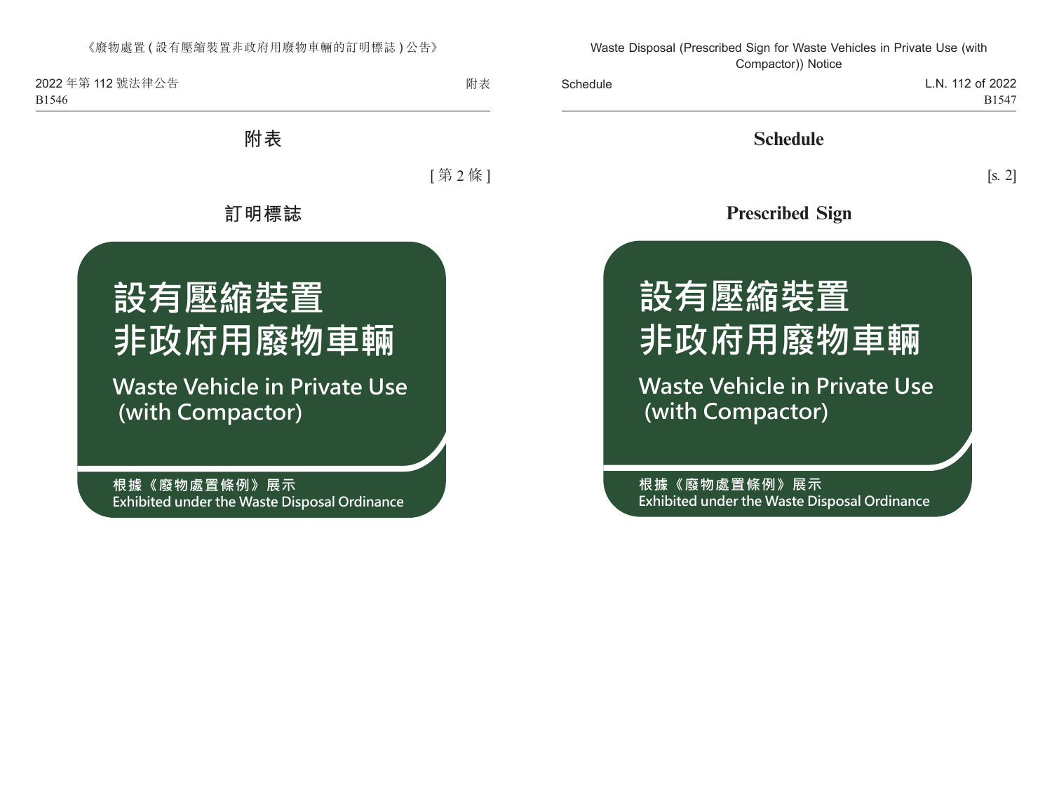# 附表

[第 2 條]

## 訂明標誌

設有壓縮裝置
非政府用廢物車輛

Waste Vehicle in Private Use
(with Compactor)

根據《廢物處置條例》展示
Exhibited under the Waste Disposal Ordinance

# Schedule

[s. 2]

## Prescribed Sign

設有壓縮裝置
非政府用廢物車輛

Waste Vehicle in Private Use
(with Compactor)

根據《廢物處置條例》展示
Exhibited under the Waste Disposal Ordinance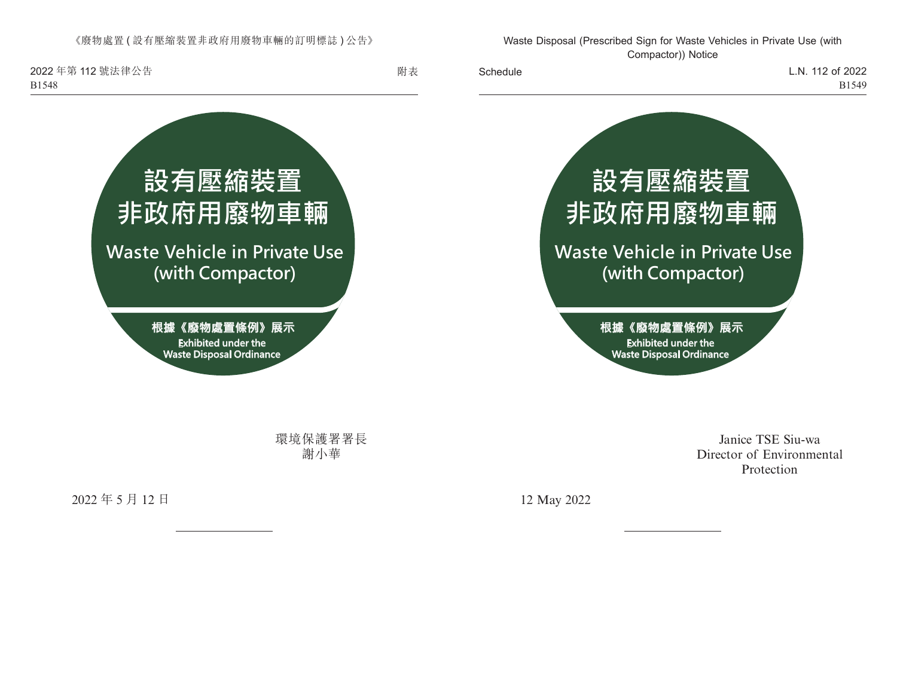附表

設有壓縮裝置
非政府用廢物車輛

Waste Vehicle in Private Use
(with Compactor)

根據《廢物處置條例》展示
Exhibited under the
Waste Disposal Ordinance

環境保護署署長
謝小華

2022 年 5 月 12 日

Schedule

設有壓縮裝置
非政府用廢物車輛

Waste Vehicle in Private Use
(with Compactor)

根據《廢物處置條例》展示
Exhibited under the
Waste Disposal Ordinance

Janice TSE Siu-wa
Director of Environmental
Protection

12 May 2022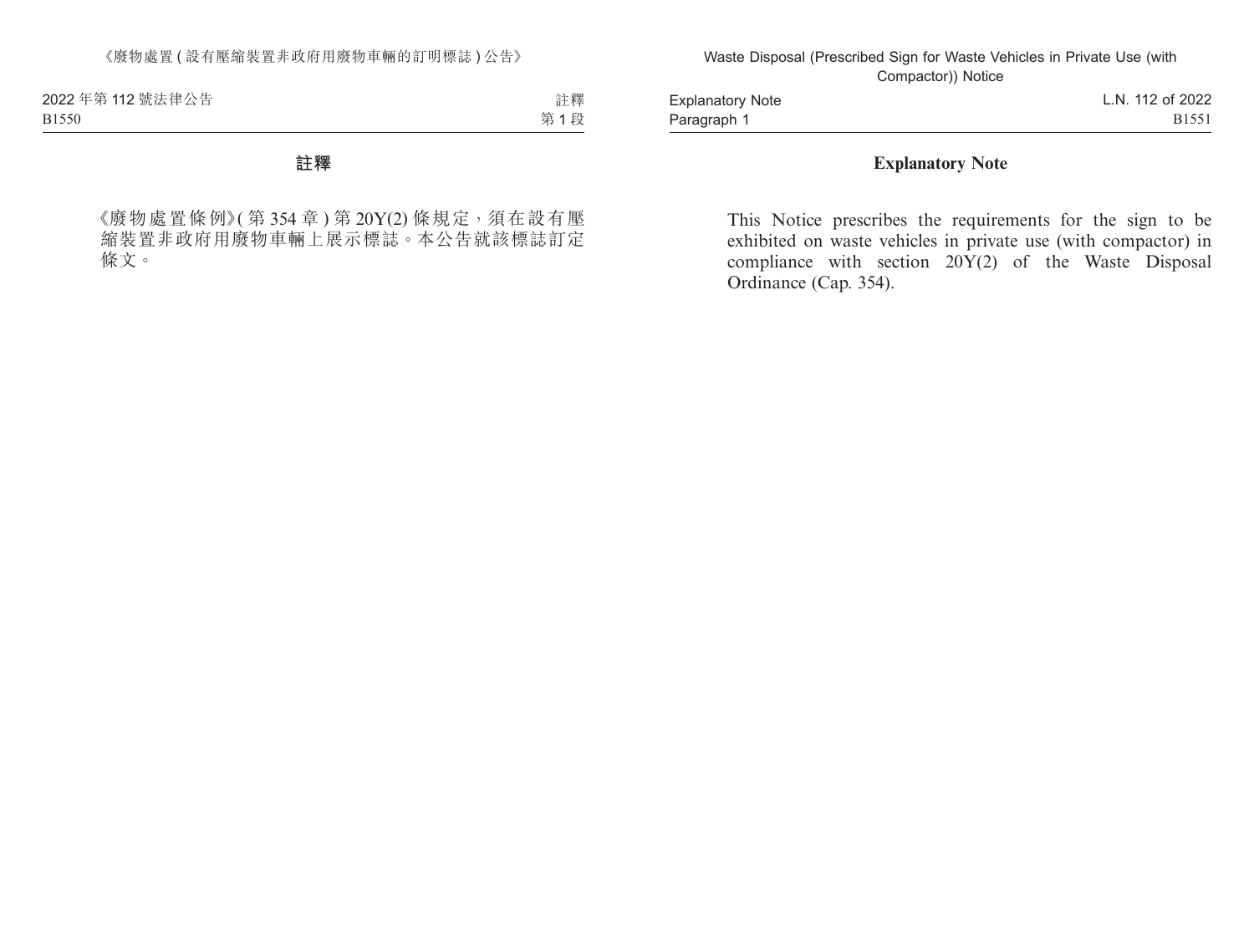## 註釋

《廢物處置條例》(第 354 章) 第 20Y(2) 條規定，須在設有壓縮裝置非政府用廢物車輛上展示標誌。本公告就該標誌訂定條文。

## Explanatory Note

This Notice prescribes the requirements for the sign to be exhibited on waste vehicles in private use (with compactor) in compliance with section 20Y(2) of the Waste Disposal Ordinance (Cap. 354).